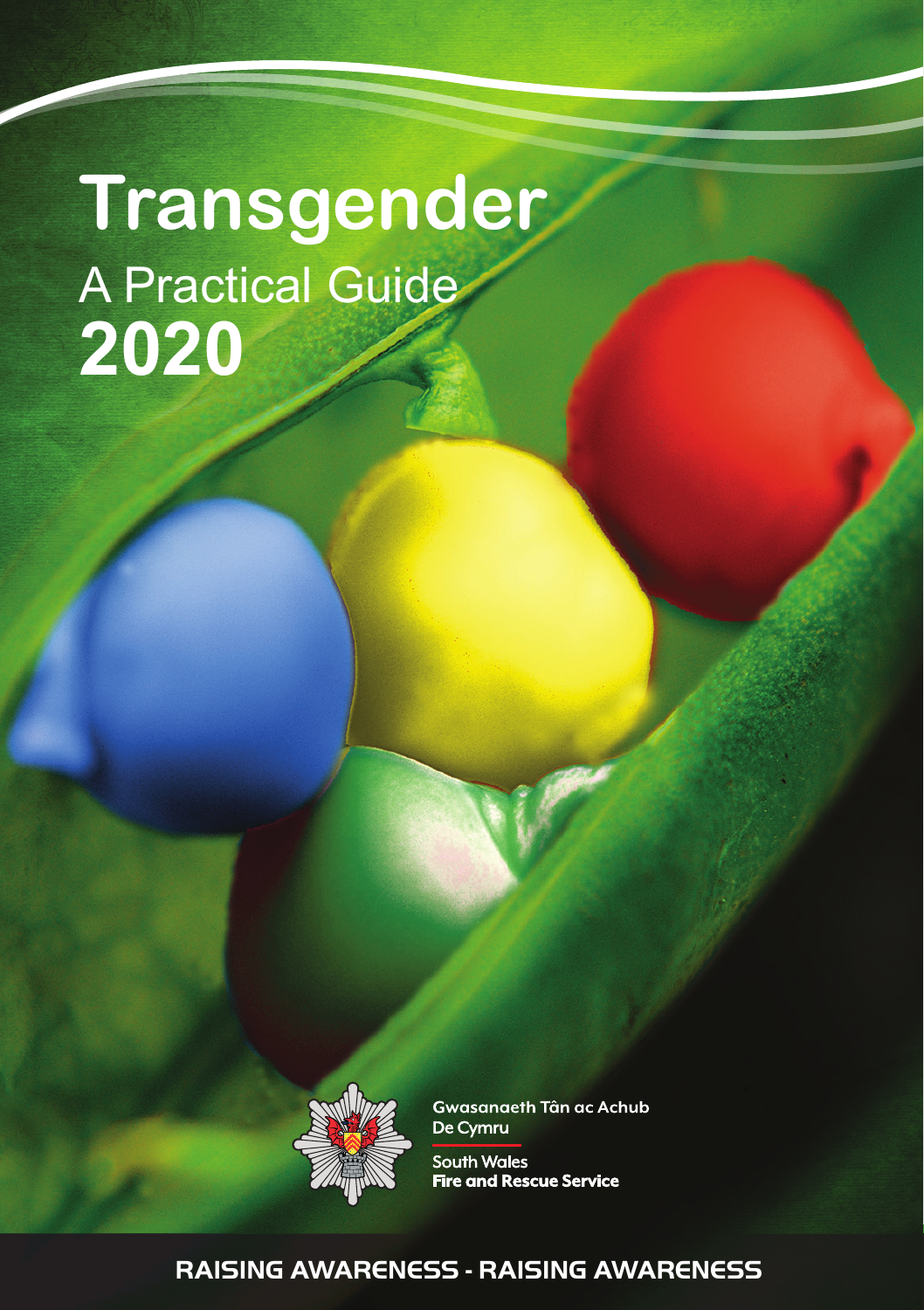# Transgender

## A Practical Guide

## 2020

Gwasanaeth Tân ac Achub
De Cymru

South Wales
**Fire and Rescue Service**

**RAISING AWARENESS - RAISING AWARENESS**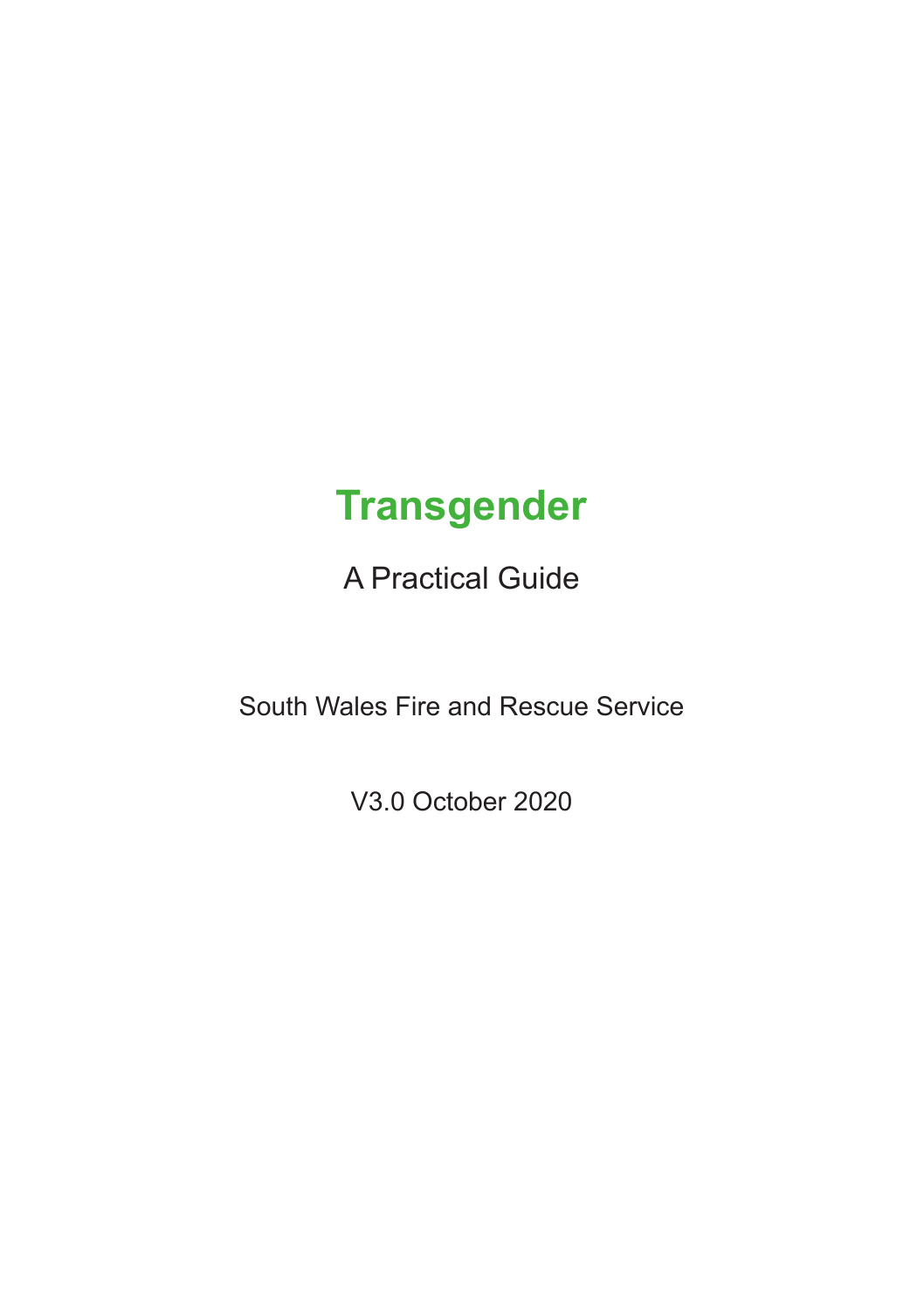# Transgender

A Practical Guide

South Wales Fire and Rescue Service

V3.0 October 2020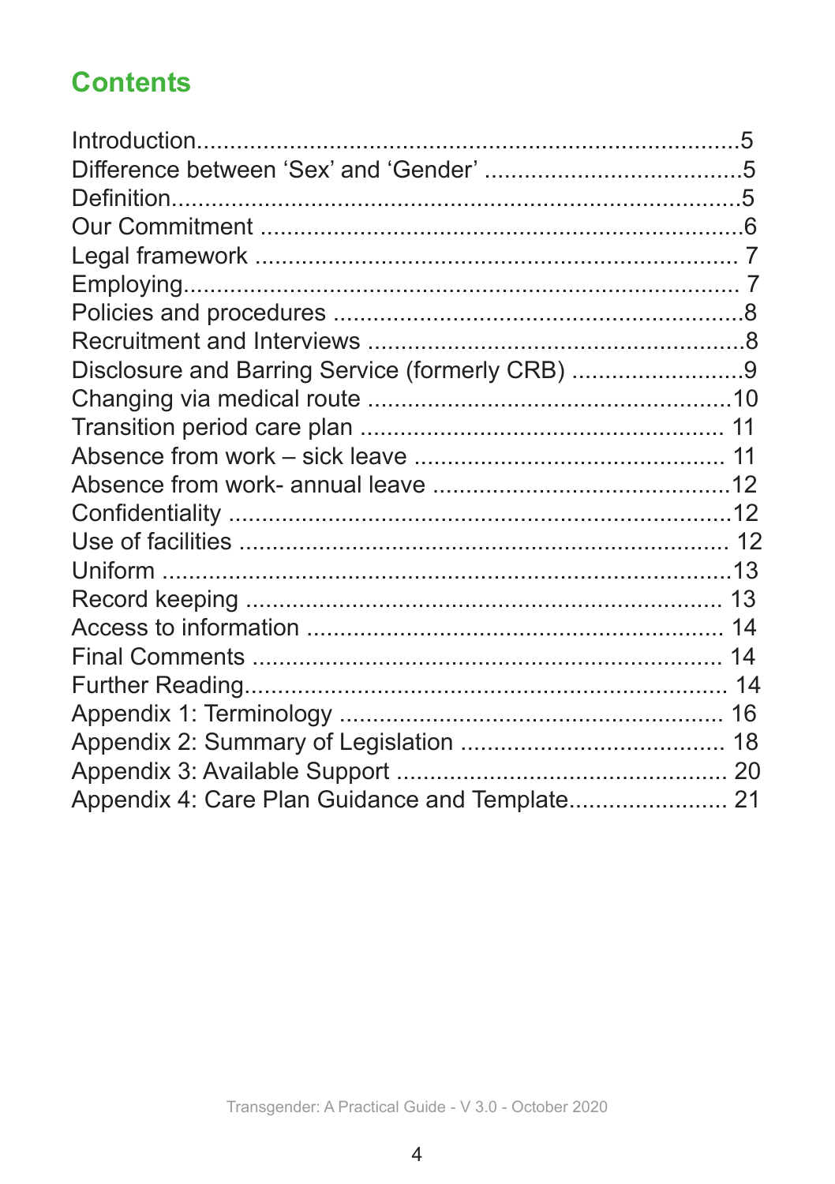## Contents

Introduction.....5
Difference between 'Sex' and 'Gender' .....5
Definition.....5
Our Commitment .....6
Legal framework ..... 7
Employing..... 7
Policies and procedures .....8
Recruitment and Interviews .....8
Disclosure and Barring Service (formerly CRB) .....9
Changing via medical route .....10
Transition period care plan ..... 11
Absence from work – sick leave ..... 11
Absence from work- annual leave .....12
Confidentiality .....12
Use of facilities ..... 12
Uniform .....13
Record keeping ..... 13
Access to information ..... 14
Final Comments ..... 14
Further Reading..... 14
Appendix 1: Terminology ..... 16
Appendix 2: Summary of Legislation ..... 18
Appendix 3: Available Support ..... 20
Appendix 4: Care Plan Guidance and Template..... 21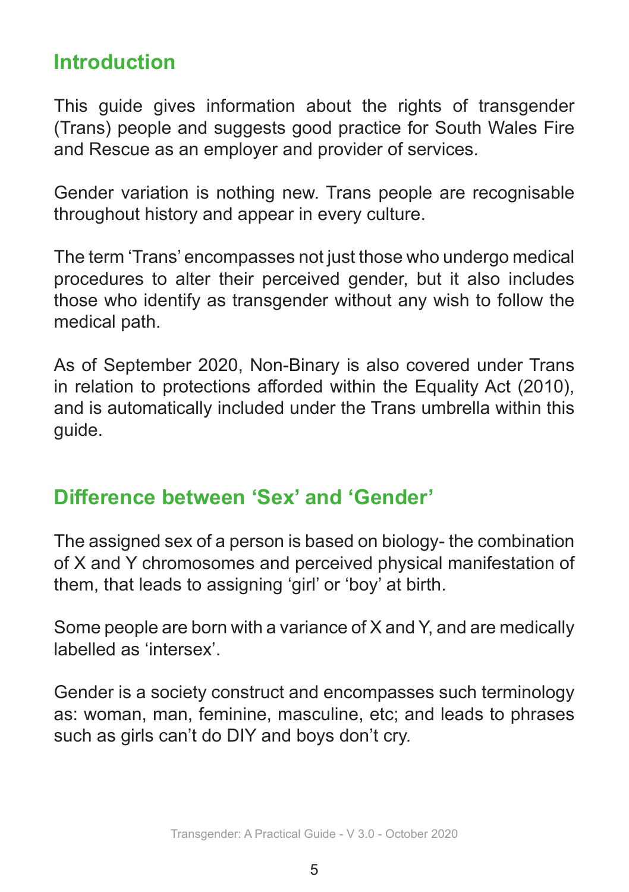## Introduction

This guide gives information about the rights of transgender (Trans) people and suggests good practice for South Wales Fire and Rescue as an employer and provider of services.

Gender variation is nothing new. Trans people are recognisable throughout history and appear in every culture.

The term 'Trans' encompasses not just those who undergo medical procedures to alter their perceived gender, but it also includes those who identify as transgender without any wish to follow the medical path.

As of September 2020, Non-Binary is also covered under Trans in relation to protections afforded within the Equality Act (2010), and is automatically included under the Trans umbrella within this guide.

## Difference between 'Sex' and 'Gender'

The assigned sex of a person is based on biology- the combination of X and Y chromosomes and perceived physical manifestation of them, that leads to assigning 'girl' or 'boy' at birth.

Some people are born with a variance of X and Y, and are medically labelled as 'intersex'.

Gender is a society construct and encompasses such terminology as: woman, man, feminine, masculine, etc; and leads to phrases such as girls can't do DIY and boys don't cry.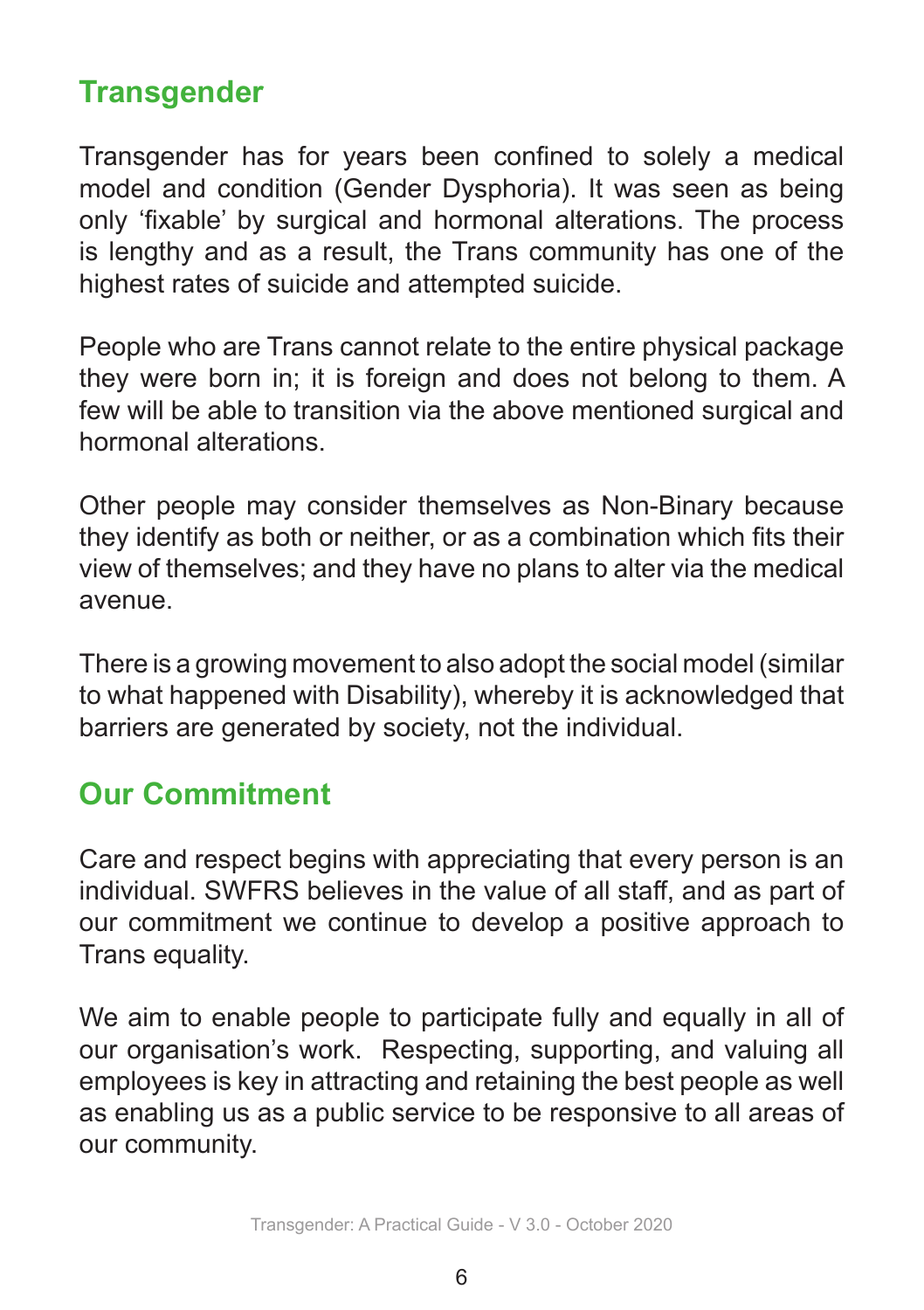## Transgender

Transgender has for years been confined to solely a medical model and condition (Gender Dysphoria). It was seen as being only 'fixable' by surgical and hormonal alterations. The process is lengthy and as a result, the Trans community has one of the highest rates of suicide and attempted suicide.

People who are Trans cannot relate to the entire physical package they were born in; it is foreign and does not belong to them. A few will be able to transition via the above mentioned surgical and hormonal alterations.

Other people may consider themselves as Non-Binary because they identify as both or neither, or as a combination which fits their view of themselves; and they have no plans to alter via the medical avenue.

There is a growing movement to also adopt the social model (similar to what happened with Disability), whereby it is acknowledged that barriers are generated by society, not the individual.

## Our Commitment

Care and respect begins with appreciating that every person is an individual. SWFRS believes in the value of all staff, and as part of our commitment we continue to develop a positive approach to Trans equality.

We aim to enable people to participate fully and equally in all of our organisation's work. Respecting, supporting, and valuing all employees is key in attracting and retaining the best people as well as enabling us as a public service to be responsive to all areas of our community.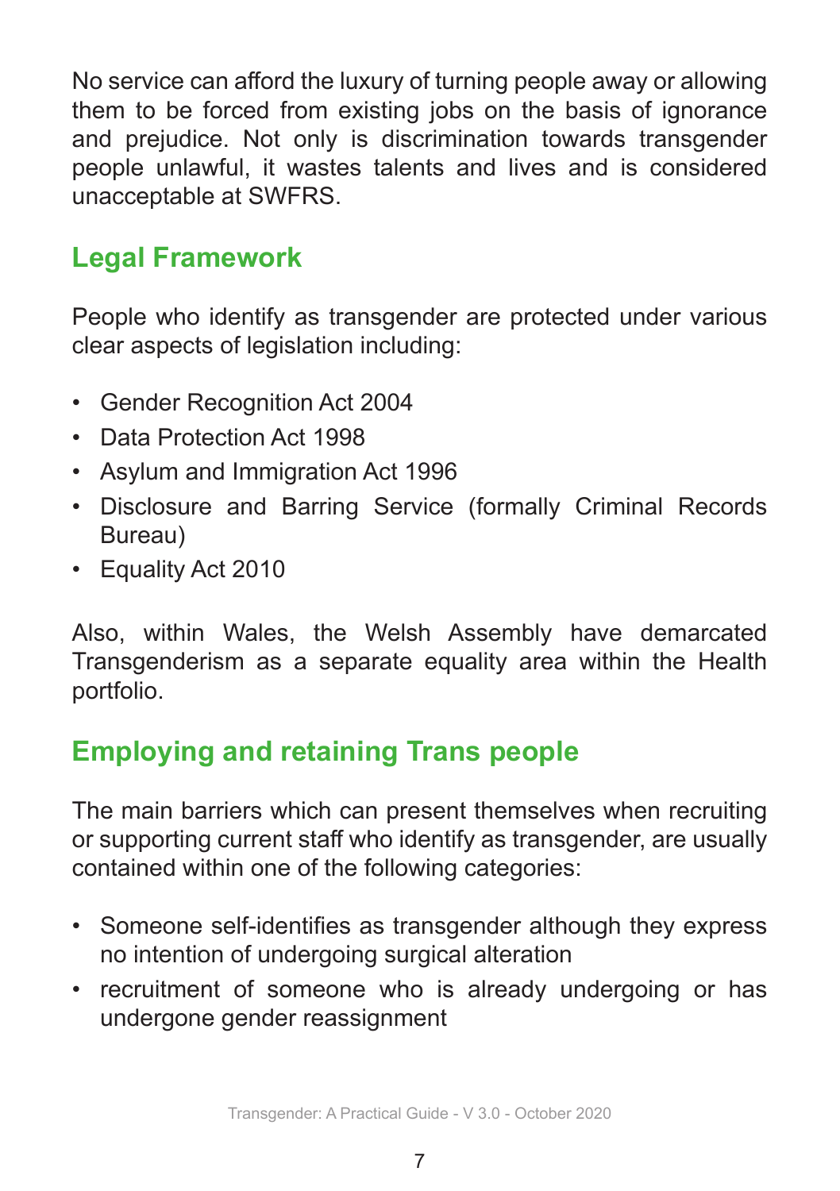No service can afford the luxury of turning people away or allowing them to be forced from existing jobs on the basis of ignorance and prejudice. Not only is discrimination towards transgender people unlawful, it wastes talents and lives and is considered unacceptable at SWFRS.

## Legal Framework

People who identify as transgender are protected under various clear aspects of legislation including:

- Gender Recognition Act 2004
- Data Protection Act 1998
- Asylum and Immigration Act 1996
- Disclosure and Barring Service (formally Criminal Records Bureau)
- Equality Act 2010

Also, within Wales, the Welsh Assembly have demarcated Transgenderism as a separate equality area within the Health portfolio.

## Employing and retaining Trans people

The main barriers which can present themselves when recruiting or supporting current staff who identify as transgender, are usually contained within one of the following categories:

- Someone self-identifies as transgender although they express no intention of undergoing surgical alteration
- recruitment of someone who is already undergoing or has undergone gender reassignment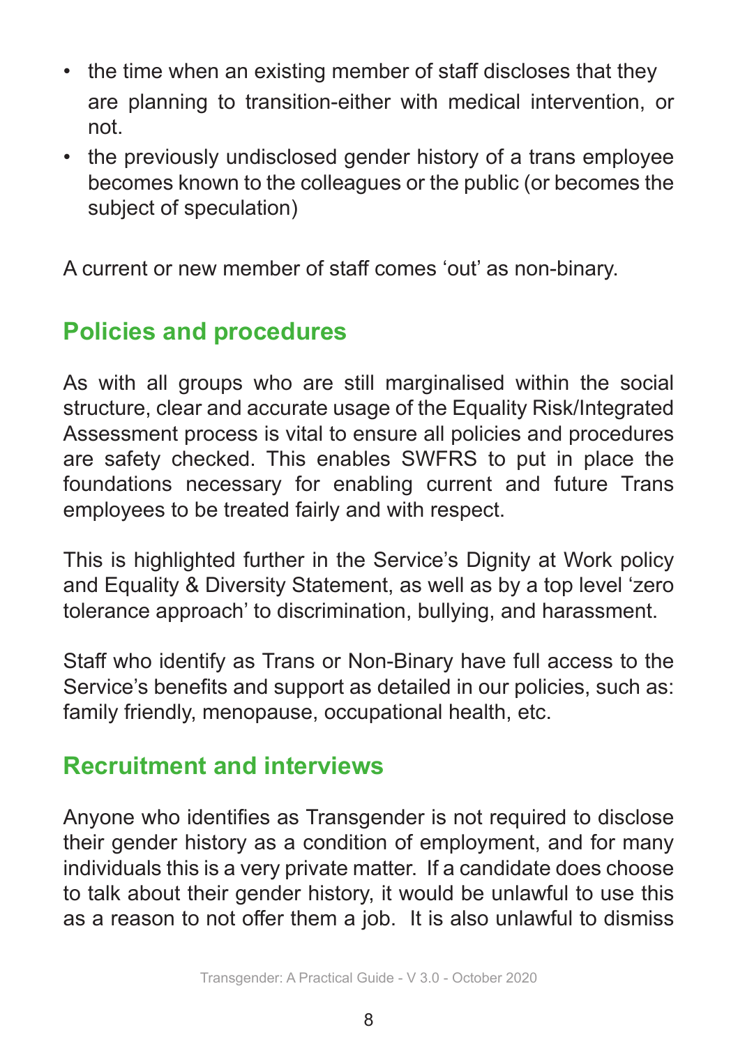- the time when an existing member of staff discloses that they are planning to transition-either with medical intervention, or not.
- the previously undisclosed gender history of a trans employee becomes known to the colleagues or the public (or becomes the subject of speculation)

A current or new member of staff comes 'out' as non-binary.

## Policies and procedures

As with all groups who are still marginalised within the social structure, clear and accurate usage of the Equality Risk/Integrated Assessment process is vital to ensure all policies and procedures are safety checked. This enables SWFRS to put in place the foundations necessary for enabling current and future Trans employees to be treated fairly and with respect.

This is highlighted further in the Service's Dignity at Work policy and Equality & Diversity Statement, as well as by a top level 'zero tolerance approach' to discrimination, bullying, and harassment.

Staff who identify as Trans or Non-Binary have full access to the Service's benefits and support as detailed in our policies, such as: family friendly, menopause, occupational health, etc.

## Recruitment and interviews

Anyone who identifies as Transgender is not required to disclose their gender history as a condition of employment, and for many individuals this is a very private matter. If a candidate does choose to talk about their gender history, it would be unlawful to use this as a reason to not offer them a job. It is also unlawful to dismiss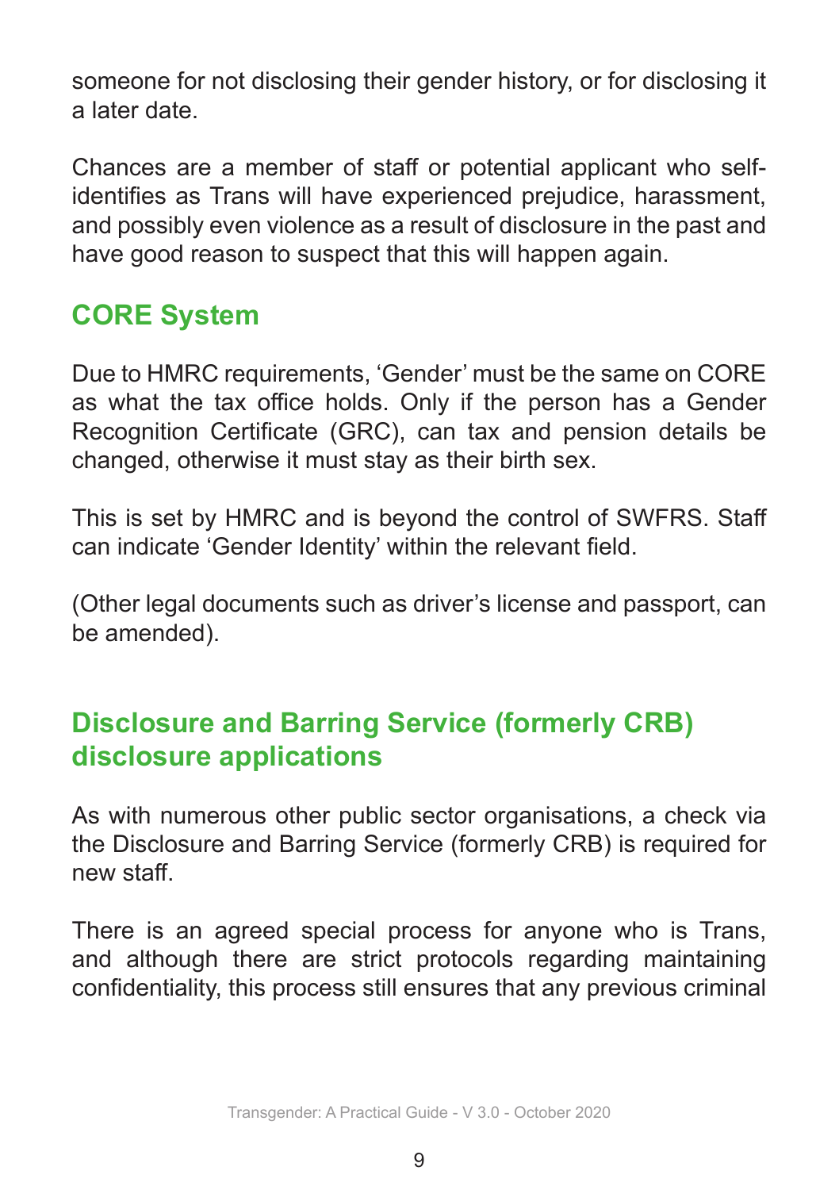someone for not disclosing their gender history, or for disclosing it a later date.

Chances are a member of staff or potential applicant who self-identifies as Trans will have experienced prejudice, harassment, and possibly even violence as a result of disclosure in the past and have good reason to suspect that this will happen again.

## CORE System

Due to HMRC requirements, 'Gender' must be the same on CORE as what the tax office holds. Only if the person has a Gender Recognition Certificate (GRC), can tax and pension details be changed, otherwise it must stay as their birth sex.

This is set by HMRC and is beyond the control of SWFRS. Staff can indicate 'Gender Identity' within the relevant field.

(Other legal documents such as driver's license and passport, can be amended).

## Disclosure and Barring Service (formerly CRB) disclosure applications

As with numerous other public sector organisations, a check via the Disclosure and Barring Service (formerly CRB) is required for new staff.

There is an agreed special process for anyone who is Trans, and although there are strict protocols regarding maintaining confidentiality, this process still ensures that any previous criminal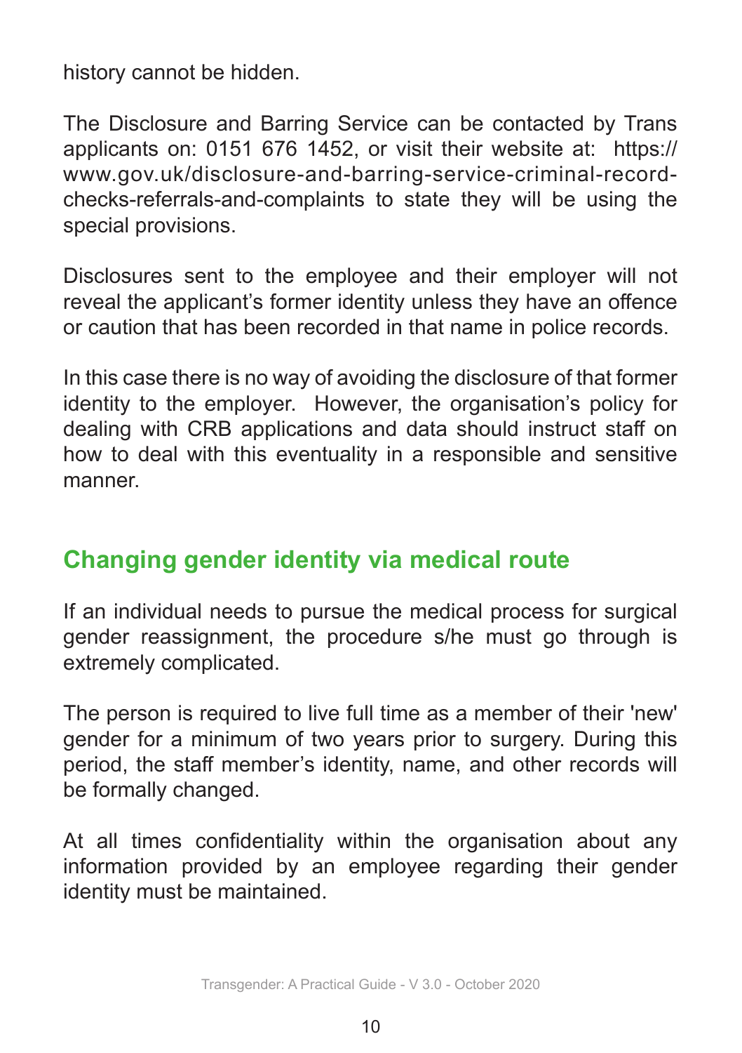history cannot be hidden.

The Disclosure and Barring Service can be contacted by Trans applicants on: 0151 676 1452, or visit their website at: https://www.gov.uk/disclosure-and-barring-service-criminal-record-checks-referrals-and-complaints to state they will be using the special provisions.

Disclosures sent to the employee and their employer will not reveal the applicant's former identity unless they have an offence or caution that has been recorded in that name in police records.

In this case there is no way of avoiding the disclosure of that former identity to the employer. However, the organisation's policy for dealing with CRB applications and data should instruct staff on how to deal with this eventuality in a responsible and sensitive manner.

## Changing gender identity via medical route

If an individual needs to pursue the medical process for surgical gender reassignment, the procedure s/he must go through is extremely complicated.

The person is required to live full time as a member of their 'new' gender for a minimum of two years prior to surgery. During this period, the staff member's identity, name, and other records will be formally changed.

At all times confidentiality within the organisation about any information provided by an employee regarding their gender identity must be maintained.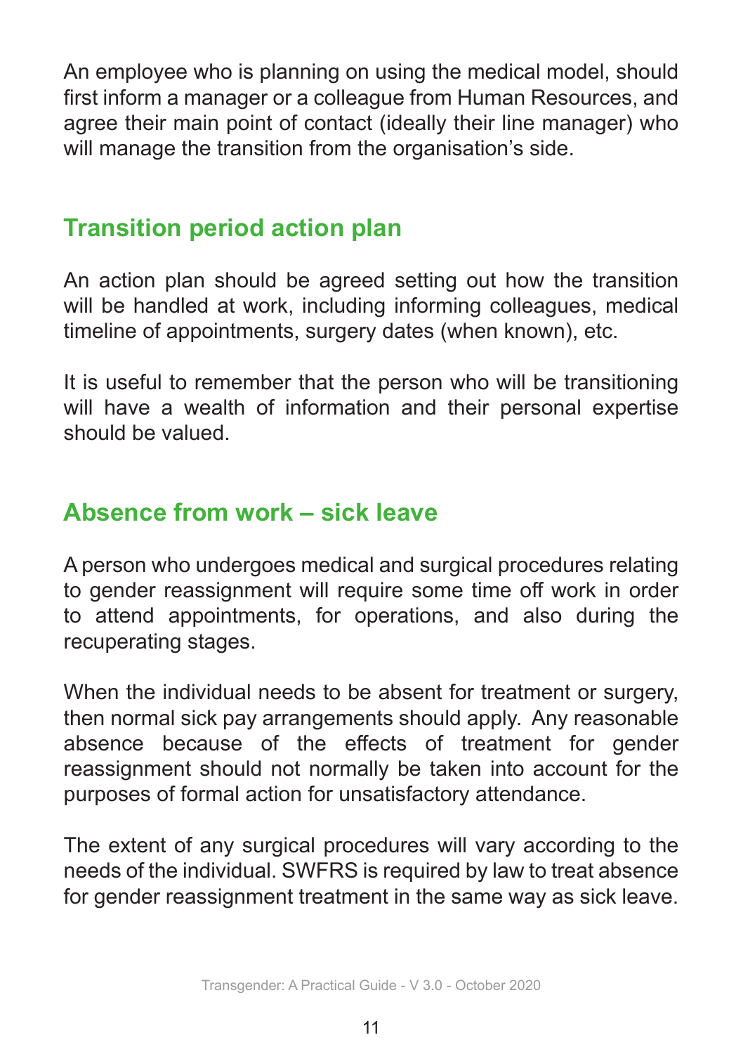An employee who is planning on using the medical model, should first inform a manager or a colleague from Human Resources, and agree their main point of contact (ideally their line manager) who will manage the transition from the organisation's side.

## Transition period action plan

An action plan should be agreed setting out how the transition will be handled at work, including informing colleagues, medical timeline of appointments, surgery dates (when known), etc.

It is useful to remember that the person who will be transitioning will have a wealth of information and their personal expertise should be valued.

## Absence from work – sick leave

A person who undergoes medical and surgical procedures relating to gender reassignment will require some time off work in order to attend appointments, for operations, and also during the recuperating stages.

When the individual needs to be absent for treatment or surgery, then normal sick pay arrangements should apply. Any reasonable absence because of the effects of treatment for gender reassignment should not normally be taken into account for the purposes of formal action for unsatisfactory attendance.

The extent of any surgical procedures will vary according to the needs of the individual. SWFRS is required by law to treat absence for gender reassignment treatment in the same way as sick leave.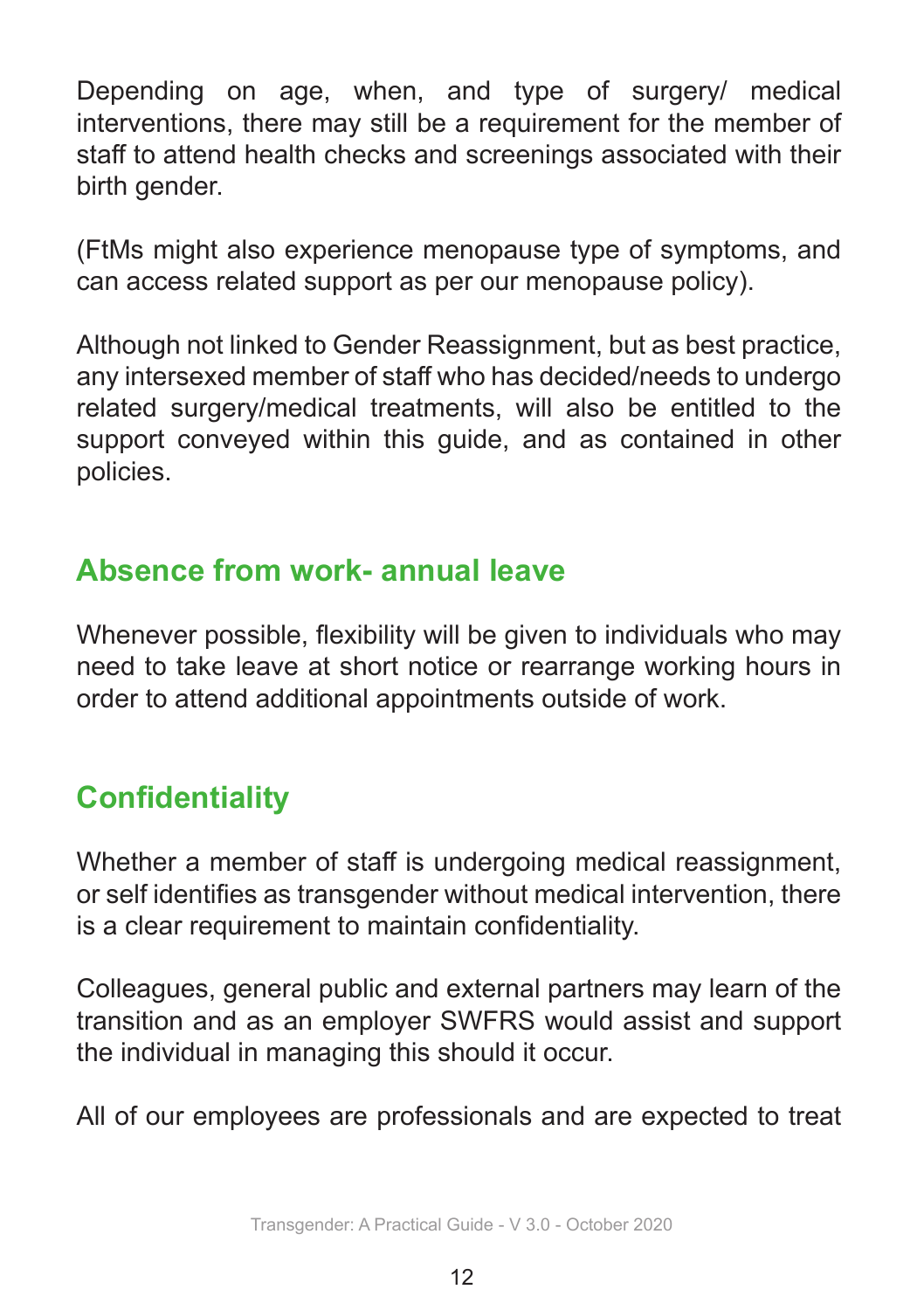Depending on age, when, and type of surgery/ medical interventions, there may still be a requirement for the member of staff to attend health checks and screenings associated with their birth gender.

(FtMs might also experience menopause type of symptoms, and can access related support as per our menopause policy).

Although not linked to Gender Reassignment, but as best practice, any intersexed member of staff who has decided/needs to undergo related surgery/medical treatments, will also be entitled to the support conveyed within this guide, and as contained in other policies.

## Absence from work- annual leave

Whenever possible, flexibility will be given to individuals who may need to take leave at short notice or rearrange working hours in order to attend additional appointments outside of work.

## Confidentiality

Whether a member of staff is undergoing medical reassignment, or self identifies as transgender without medical intervention, there is a clear requirement to maintain confidentiality.

Colleagues, general public and external partners may learn of the transition and as an employer SWFRS would assist and support the individual in managing this should it occur.

All of our employees are professionals and are expected to treat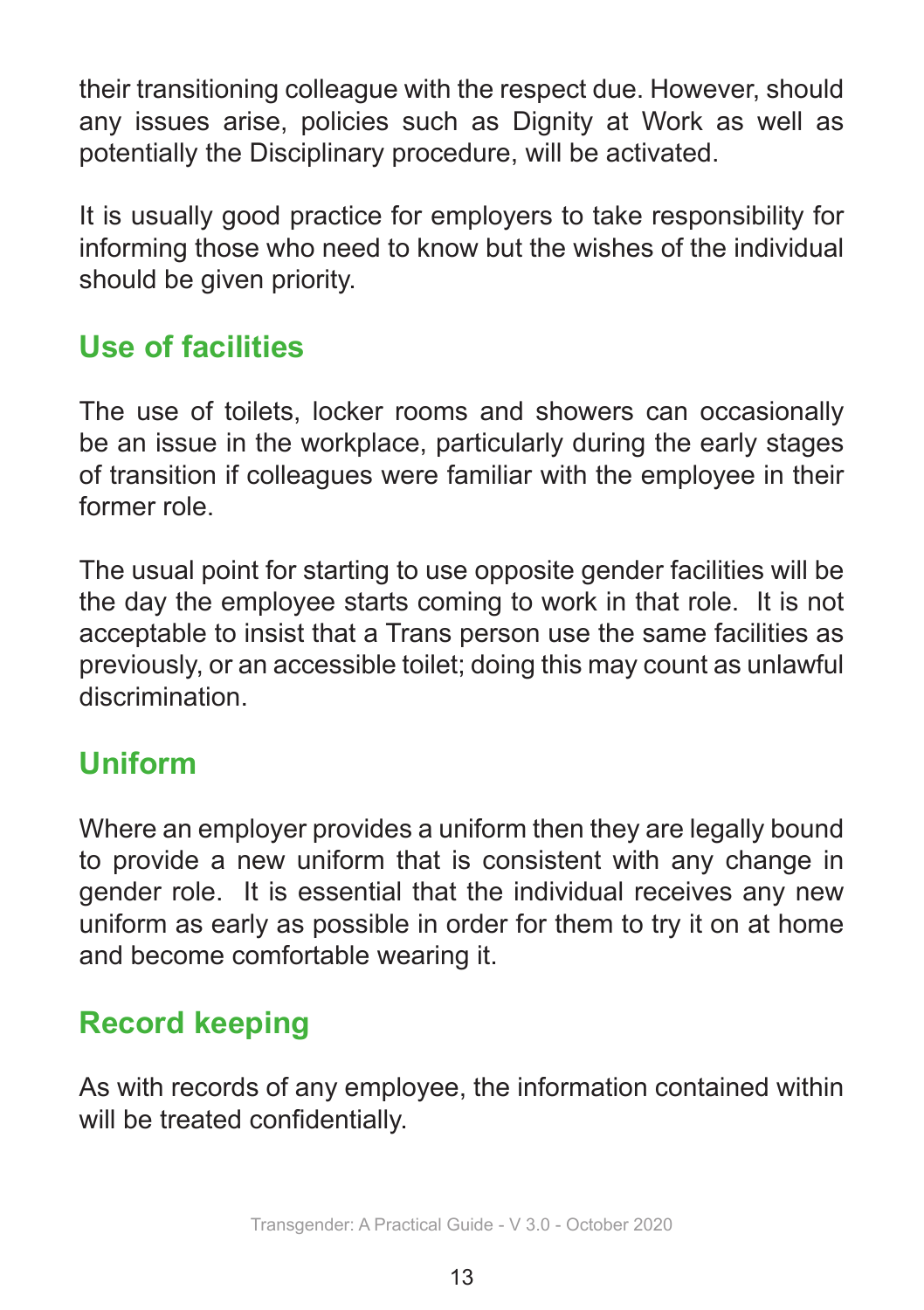their transitioning colleague with the respect due. However, should any issues arise, policies such as Dignity at Work as well as potentially the Disciplinary procedure, will be activated.

It is usually good practice for employers to take responsibility for informing those who need to know but the wishes of the individual should be given priority.

## Use of facilities

The use of toilets, locker rooms and showers can occasionally be an issue in the workplace, particularly during the early stages of transition if colleagues were familiar with the employee in their former role.

The usual point for starting to use opposite gender facilities will be the day the employee starts coming to work in that role. It is not acceptable to insist that a Trans person use the same facilities as previously, or an accessible toilet; doing this may count as unlawful discrimination.

## Uniform

Where an employer provides a uniform then they are legally bound to provide a new uniform that is consistent with any change in gender role. It is essential that the individual receives any new uniform as early as possible in order for them to try it on at home and become comfortable wearing it.

## Record keeping

As with records of any employee, the information contained within will be treated confidentially.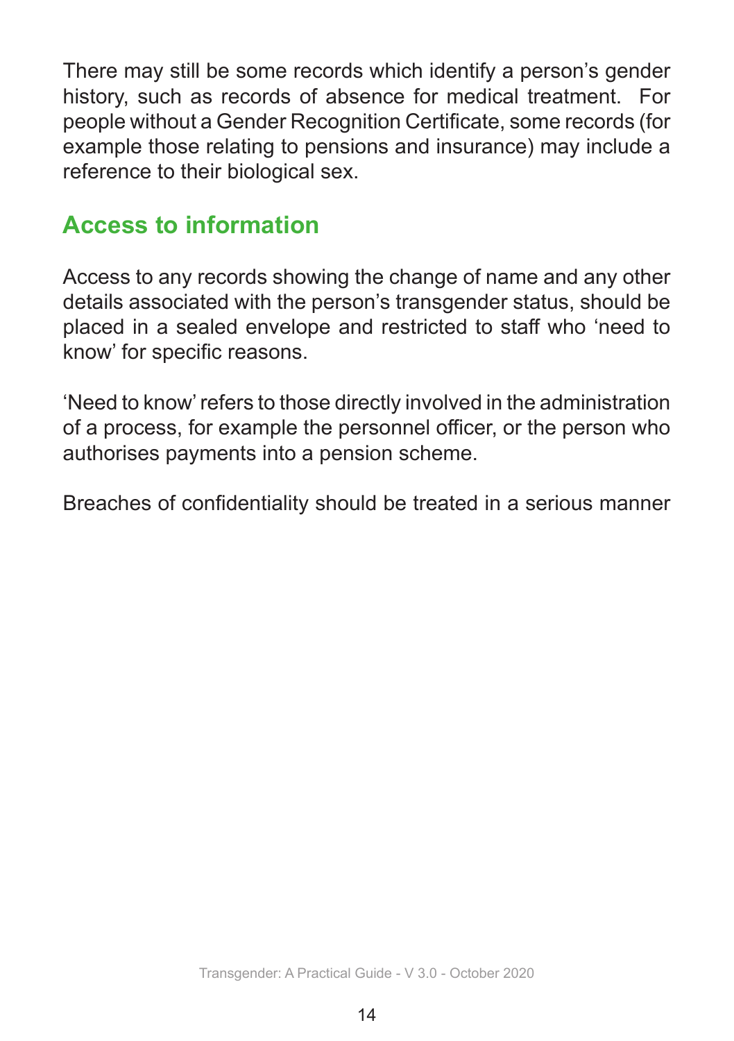There may still be some records which identify a person's gender history, such as records of absence for medical treatment. For people without a Gender Recognition Certificate, some records (for example those relating to pensions and insurance) may include a reference to their biological sex.

## Access to information

Access to any records showing the change of name and any other details associated with the person's transgender status, should be placed in a sealed envelope and restricted to staff who 'need to know' for specific reasons.

'Need to know' refers to those directly involved in the administration of a process, for example the personnel officer, or the person who authorises payments into a pension scheme.

Breaches of confidentiality should be treated in a serious manner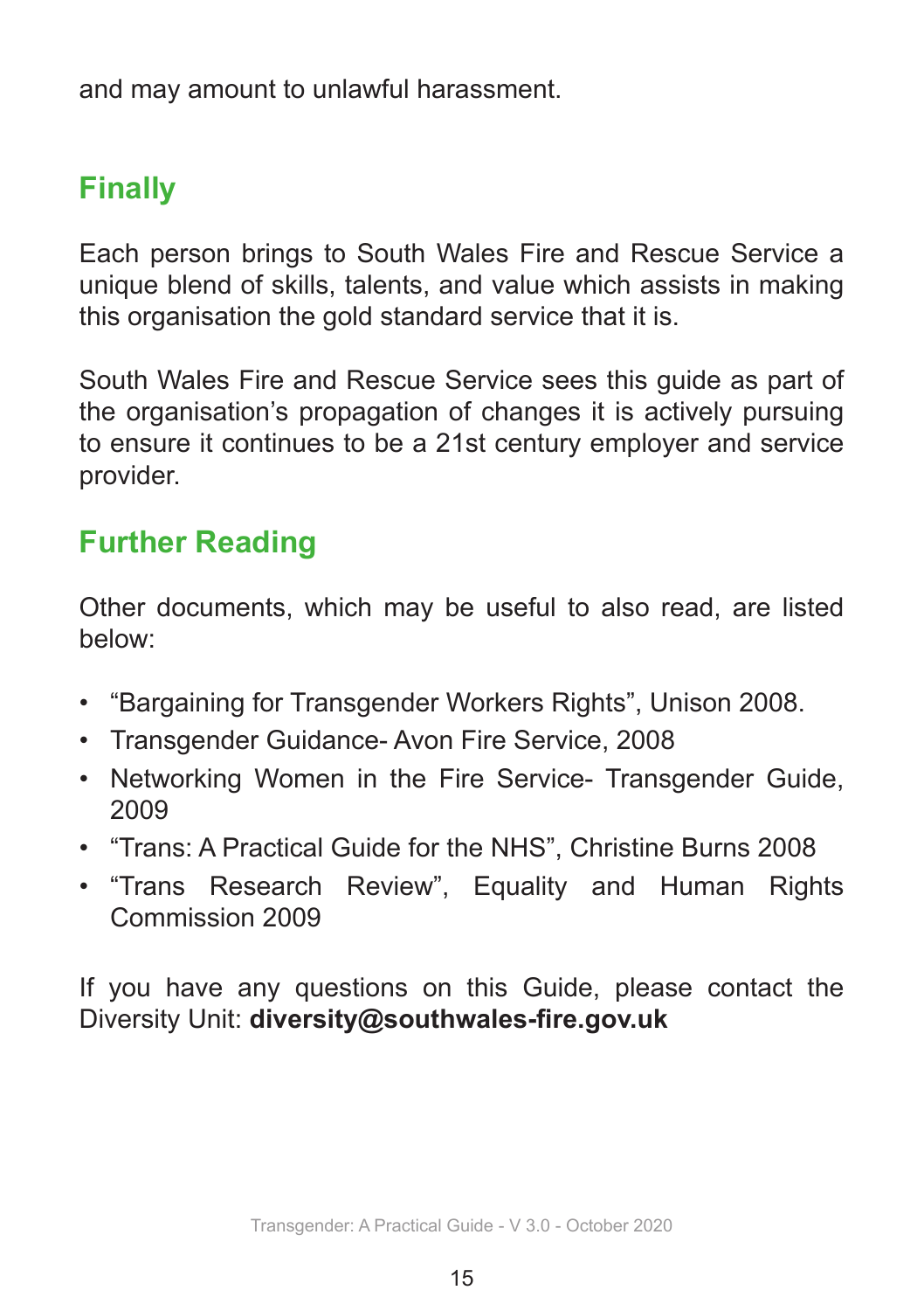and may amount to unlawful harassment.

## Finally

Each person brings to South Wales Fire and Rescue Service a unique blend of skills, talents, and value which assists in making this organisation the gold standard service that it is.

South Wales Fire and Rescue Service sees this guide as part of the organisation's propagation of changes it is actively pursuing to ensure it continues to be a 21st century employer and service provider.

## Further Reading

Other documents, which may be useful to also read, are listed below:

- "Bargaining for Transgender Workers Rights", Unison 2008.
- Transgender Guidance- Avon Fire Service, 2008
- Networking Women in the Fire Service- Transgender Guide, 2009
- "Trans: A Practical Guide for the NHS", Christine Burns 2008
- "Trans Research Review", Equality and Human Rights Commission 2009

If you have any questions on this Guide, please contact the Diversity Unit: **diversity@southwales-fire.gov.uk**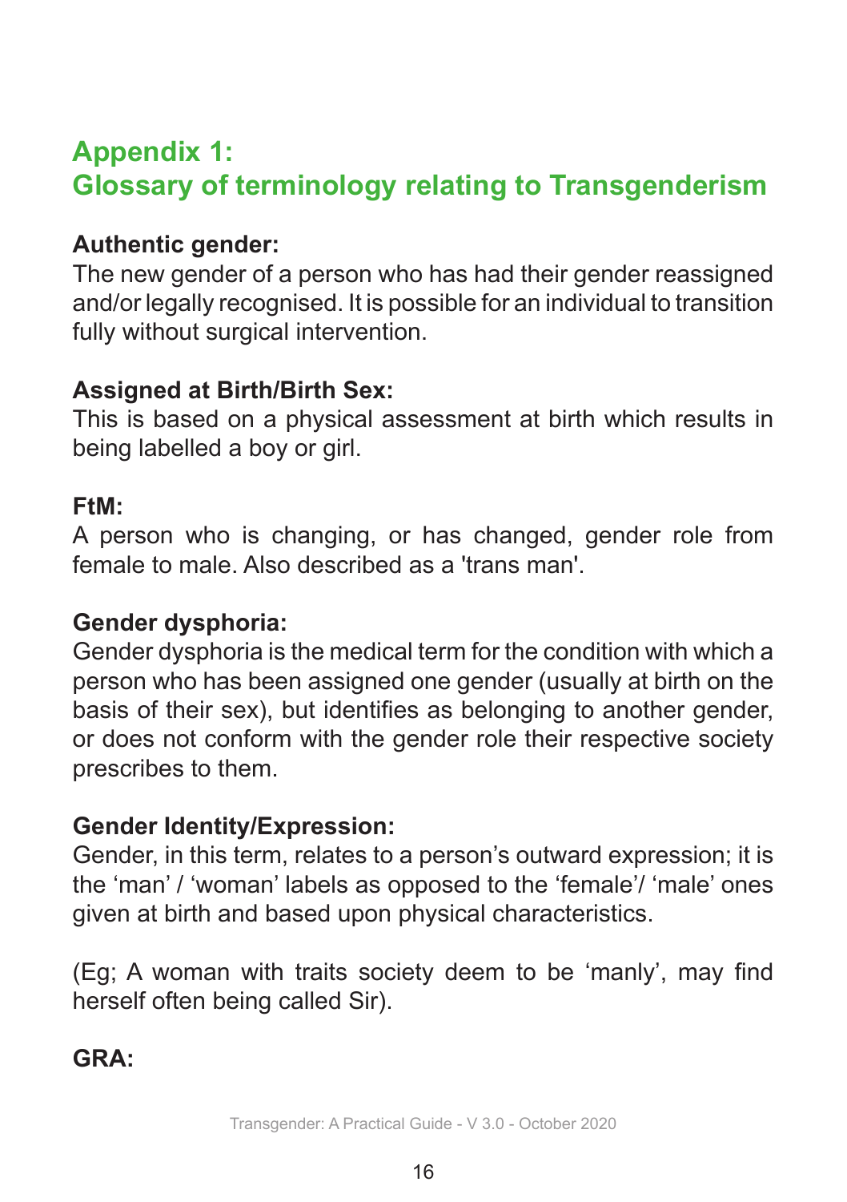## Appendix 1: Glossary of terminology relating to Transgenderism

**Authentic gender:**
The new gender of a person who has had their gender reassigned and/or legally recognised. It is possible for an individual to transition fully without surgical intervention.

**Assigned at Birth/Birth Sex:**
This is based on a physical assessment at birth which results in being labelled a boy or girl.

**FtM:**
A person who is changing, or has changed, gender role from female to male. Also described as a 'trans man'.

**Gender dysphoria:**
Gender dysphoria is the medical term for the condition with which a person who has been assigned one gender (usually at birth on the basis of their sex), but identifies as belonging to another gender, or does not conform with the gender role their respective society prescribes to them.

**Gender Identity/Expression:**
Gender, in this term, relates to a person's outward expression; it is the 'man' / 'woman' labels as opposed to the 'female'/ 'male' ones given at birth and based upon physical characteristics.

(Eg; A woman with traits society deem to be 'manly', may find herself often being called Sir).

**GRA:**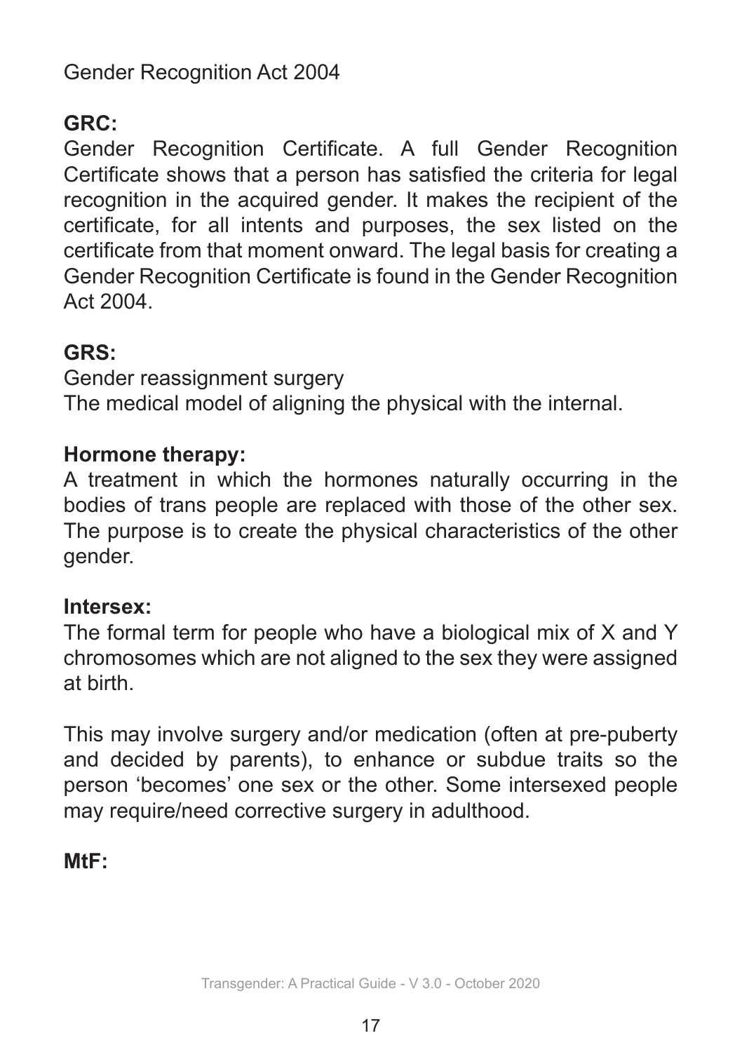Gender Recognition Act 2004

**GRC:**

Gender Recognition Certificate. A full Gender Recognition Certificate shows that a person has satisfied the criteria for legal recognition in the acquired gender. It makes the recipient of the certificate, for all intents and purposes, the sex listed on the certificate from that moment onward. The legal basis for creating a Gender Recognition Certificate is found in the Gender Recognition Act 2004.

**GRS:**

Gender reassignment surgery

The medical model of aligning the physical with the internal.

**Hormone therapy:**

A treatment in which the hormones naturally occurring in the bodies of trans people are replaced with those of the other sex. The purpose is to create the physical characteristics of the other gender.

**Intersex:**

The formal term for people who have a biological mix of X and Y chromosomes which are not aligned to the sex they were assigned at birth.

This may involve surgery and/or medication (often at pre-puberty and decided by parents), to enhance or subdue traits so the person 'becomes' one sex or the other. Some intersexed people may require/need corrective surgery in adulthood.

**MtF:**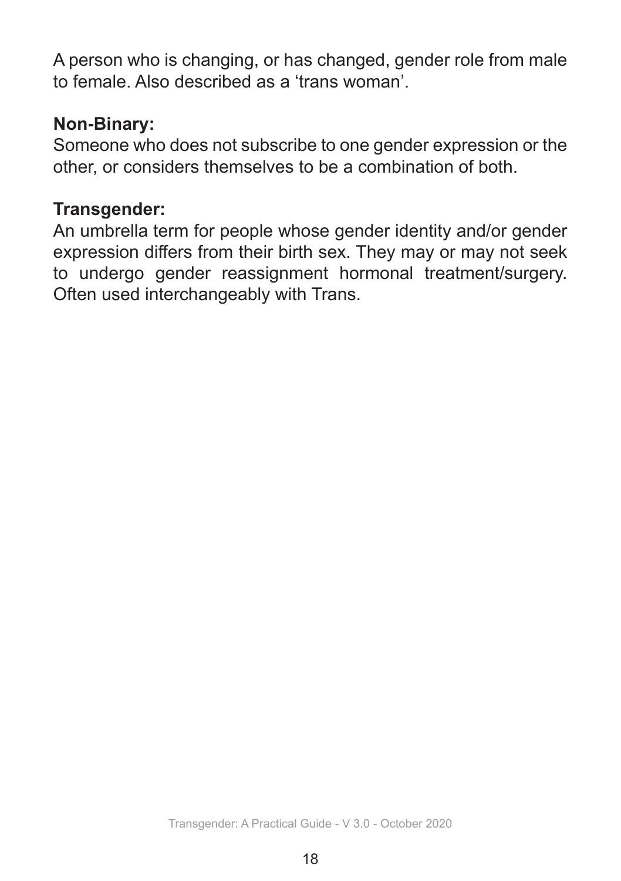A person who is changing, or has changed, gender role from male to female. Also described as a 'trans woman'.

**Non-Binary:**
Someone who does not subscribe to one gender expression or the other, or considers themselves to be a combination of both.

**Transgender:**
An umbrella term for people whose gender identity and/or gender expression differs from their birth sex. They may or may not seek to undergo gender reassignment hormonal treatment/surgery. Often used interchangeably with Trans.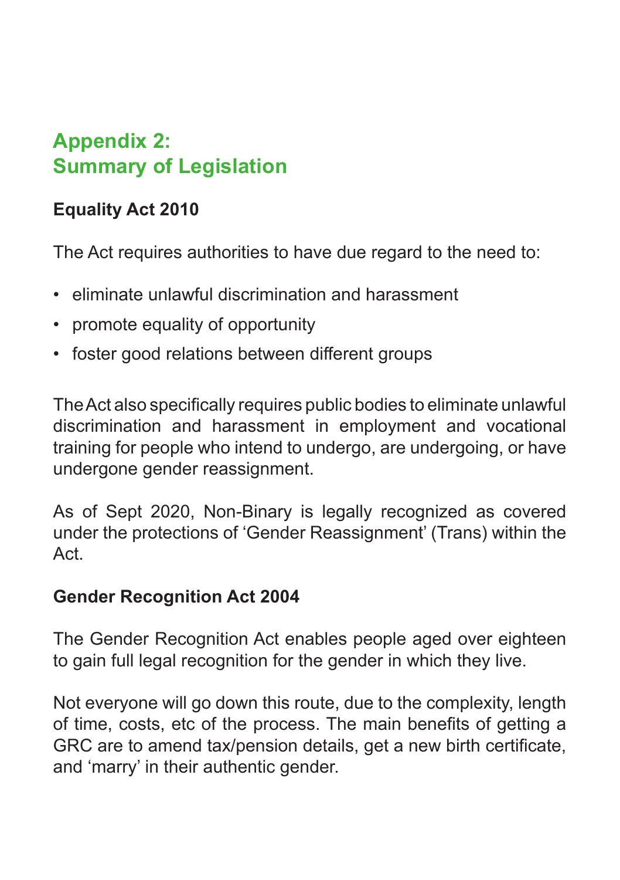# Appendix 2: Summary of Legislation

### Equality Act 2010

The Act requires authorities to have due regard to the need to:

- eliminate unlawful discrimination and harassment
- promote equality of opportunity
- foster good relations between different groups

The Act also specifically requires public bodies to eliminate unlawful discrimination and harassment in employment and vocational training for people who intend to undergo, are undergoing, or have undergone gender reassignment.

As of Sept 2020, Non-Binary is legally recognized as covered under the protections of 'Gender Reassignment' (Trans) within the Act.

### Gender Recognition Act 2004

The Gender Recognition Act enables people aged over eighteen to gain full legal recognition for the gender in which they live.

Not everyone will go down this route, due to the complexity, length of time, costs, etc of the process. The main benefits of getting a GRC are to amend tax/pension details, get a new birth certificate, and 'marry' in their authentic gender.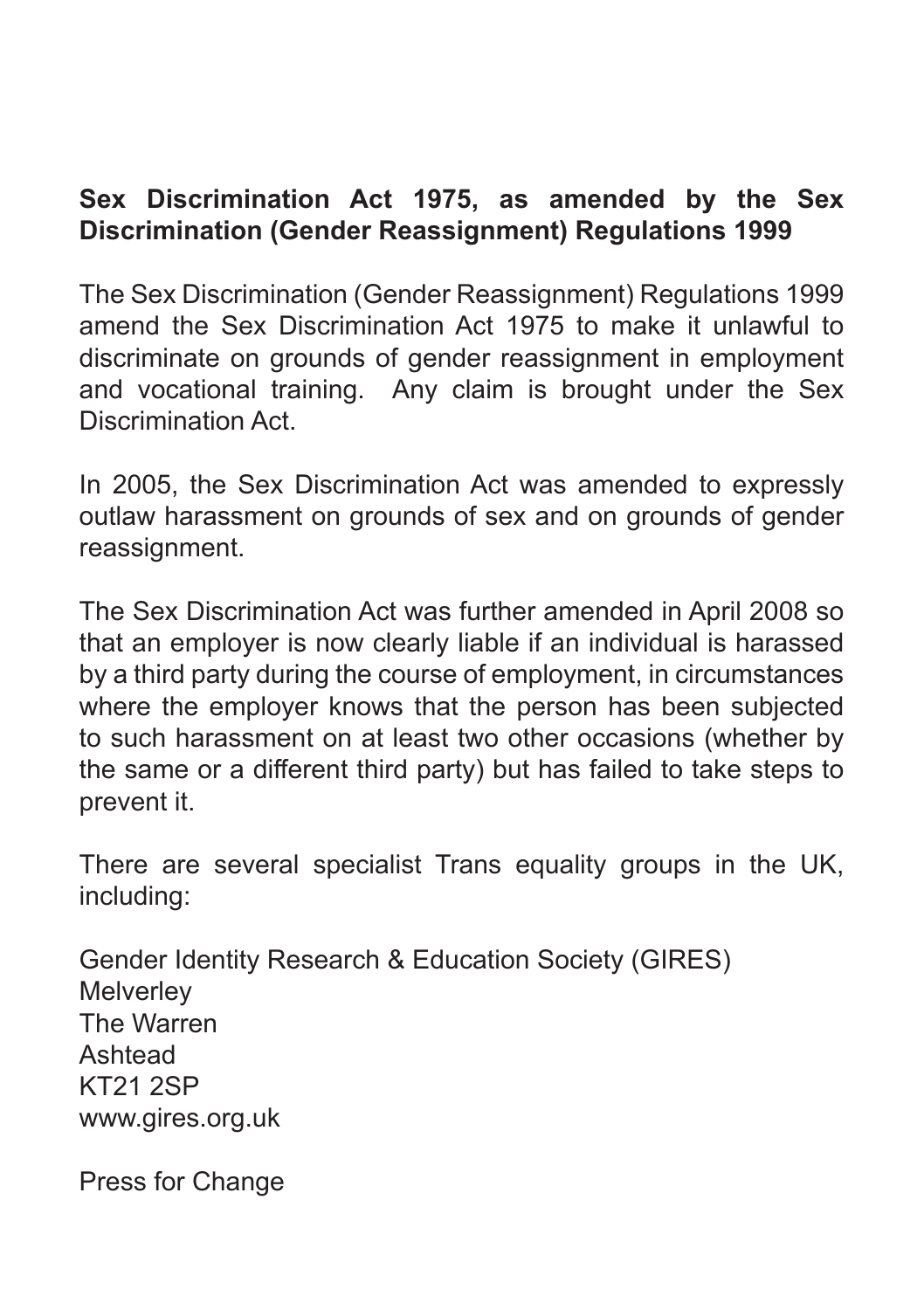**Sex Discrimination Act 1975, as amended by the Sex Discrimination (Gender Reassignment) Regulations 1999**

The Sex Discrimination (Gender Reassignment) Regulations 1999 amend the Sex Discrimination Act 1975 to make it unlawful to discriminate on grounds of gender reassignment in employment and vocational training. Any claim is brought under the Sex Discrimination Act.

In 2005, the Sex Discrimination Act was amended to expressly outlaw harassment on grounds of sex and on grounds of gender reassignment.

The Sex Discrimination Act was further amended in April 2008 so that an employer is now clearly liable if an individual is harassed by a third party during the course of employment, in circumstances where the employer knows that the person has been subjected to such harassment on at least two other occasions (whether by the same or a different third party) but has failed to take steps to prevent it.

There are several specialist Trans equality groups in the UK, including:

Gender Identity Research & Education Society (GIRES)
Melverley
The Warren
Ashtead
KT21 2SP
www.gires.org.uk

Press for Change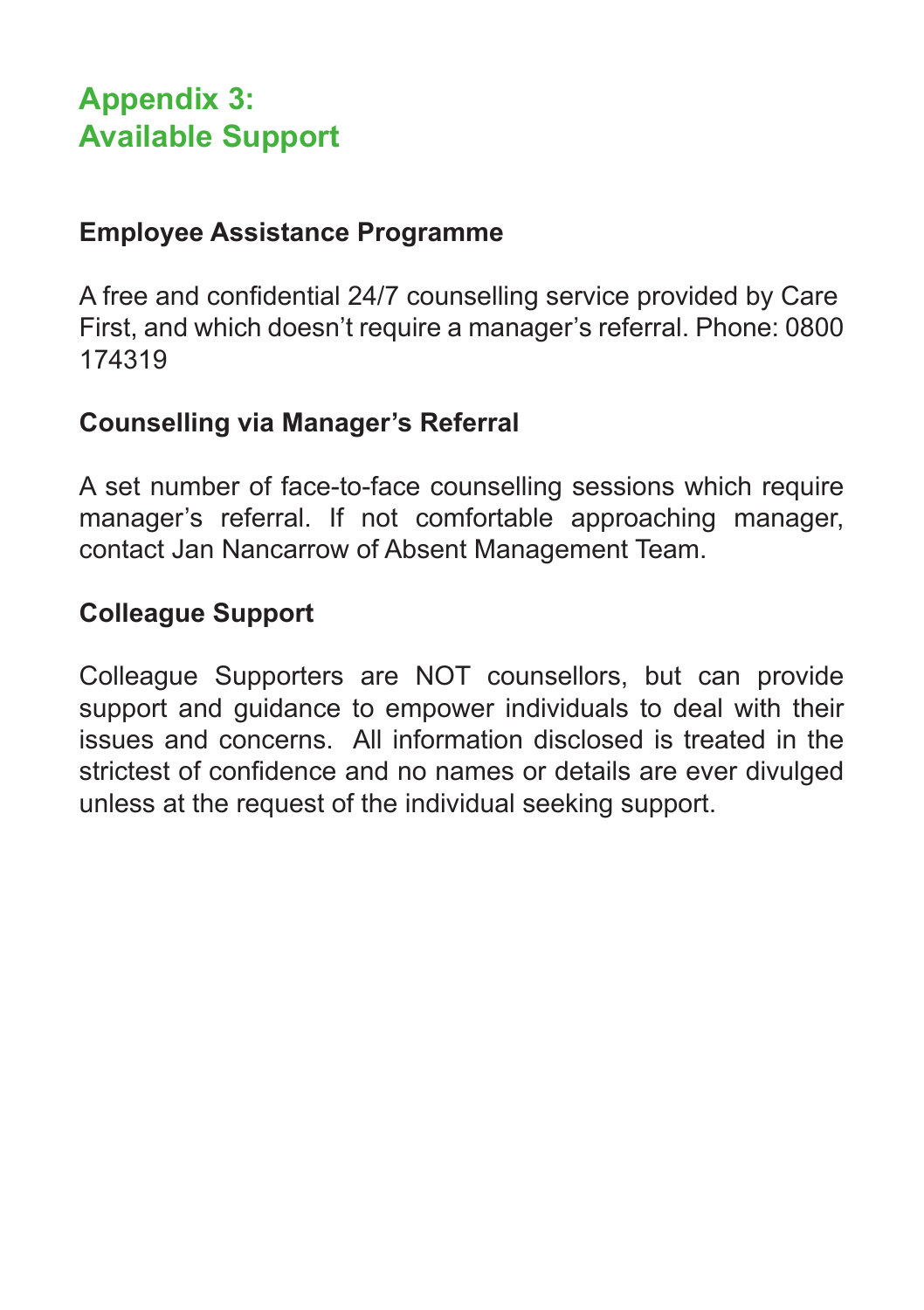# Appendix 3:
# Available Support

### Employee Assistance Programme

A free and confidential 24/7 counselling service provided by Care First, and which doesn't require a manager's referral. Phone: 0800 174319

### Counselling via Manager's Referral

A set number of face-to-face counselling sessions which require manager's referral. If not comfortable approaching manager, contact Jan Nancarrow of Absent Management Team.

### Colleague Support

Colleague Supporters are NOT counsellors, but can provide support and guidance to empower individuals to deal with their issues and concerns. All information disclosed is treated in the strictest of confidence and no names or details are ever divulged unless at the request of the individual seeking support.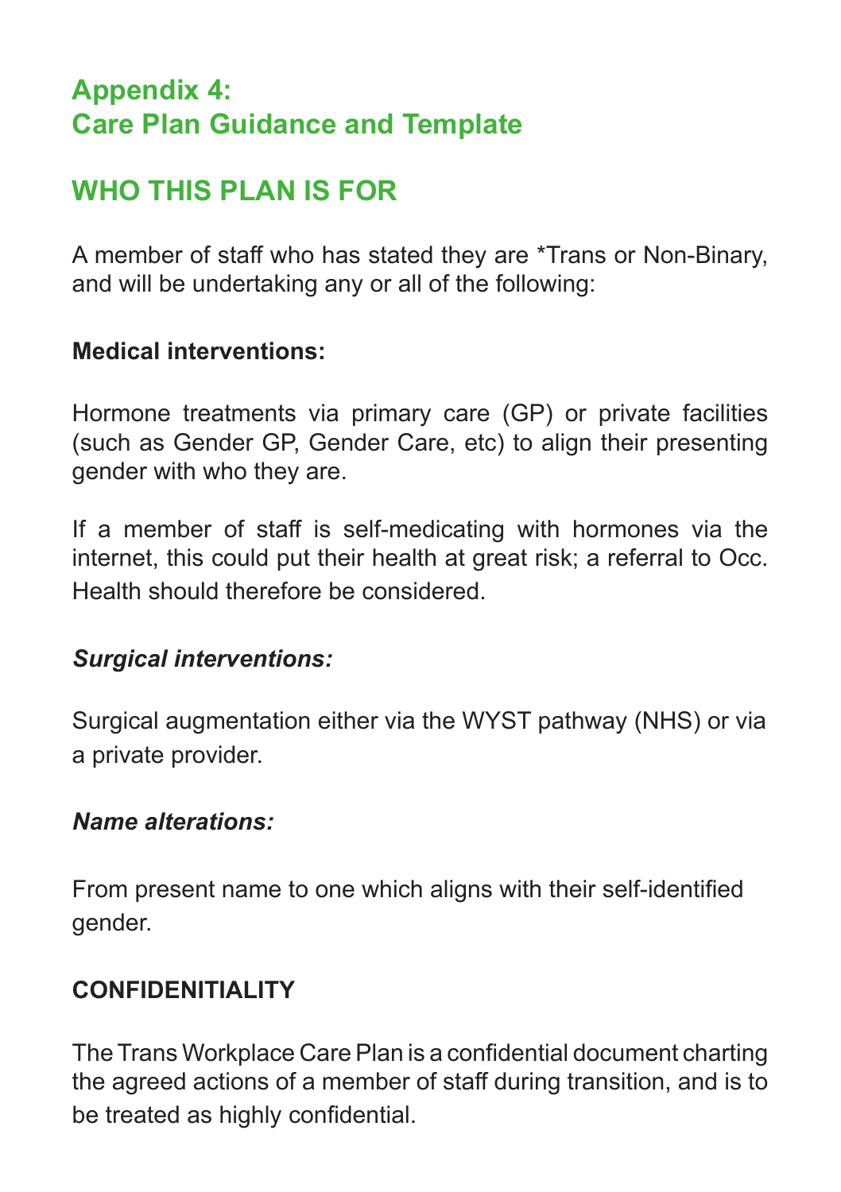# Appendix 4:
# Care Plan Guidance and Template

## WHO THIS PLAN IS FOR

A member of staff who has stated they are *Trans or Non-Binary, and will be undertaking any or all of the following:

**Medical interventions:**

Hormone treatments via primary care (GP) or private facilities (such as Gender GP, Gender Care, etc) to align their presenting gender with who they are.

If a member of staff is self-medicating with hormones via the internet, this could put their health at great risk; a referral to Occ. Health should therefore be considered.

***Surgical interventions:***

Surgical augmentation either via the WYST pathway (NHS) or via a private provider.

***Name alterations:***

From present name to one which aligns with their self-identified gender.

**CONFIDENITIALITY**

The Trans Workplace Care Plan is a confidential document charting the agreed actions of a member of staff during transition, and is to be treated as highly confidential.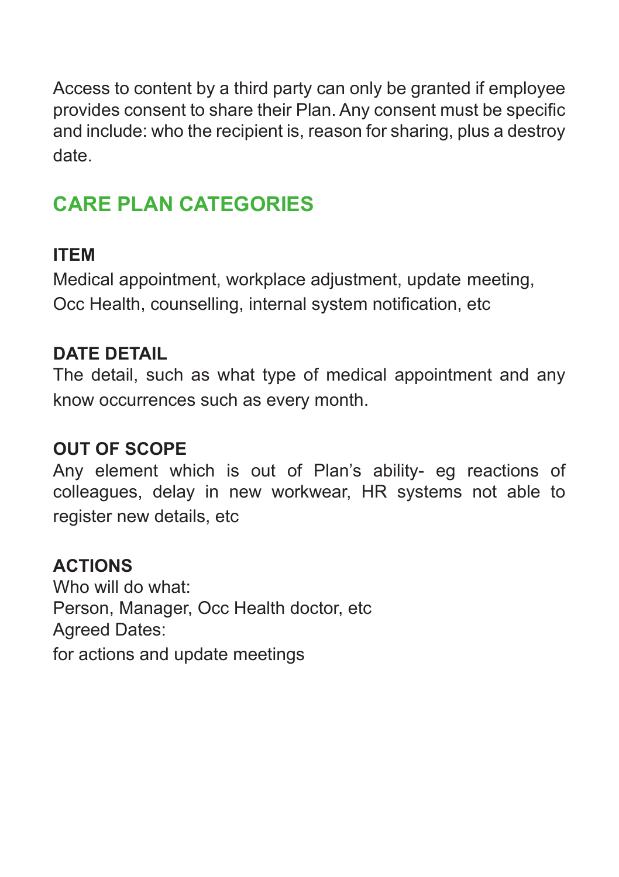Access to content by a third party can only be granted if employee provides consent to share their Plan. Any consent must be specific and include: who the recipient is, reason for sharing, plus a destroy date.

## CARE PLAN CATEGORIES

**ITEM**
Medical appointment, workplace adjustment, update meeting, Occ Health, counselling, internal system notification, etc

**DATE DETAIL**
The detail, such as what type of medical appointment and any know occurrences such as every month.

**OUT OF SCOPE**
Any element which is out of Plan's ability- eg reactions of colleagues, delay in new workwear, HR systems not able to register new details, etc

**ACTIONS**
Who will do what:
Person, Manager, Occ Health doctor, etc
Agreed Dates:
for actions and update meetings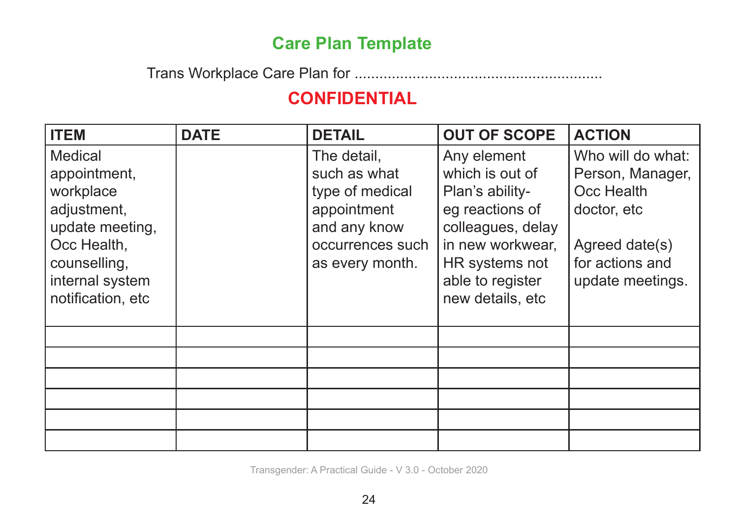## Care Plan Template

Trans Workplace Care Plan for ............................................................

**CONFIDENTIAL**

| ITEM | DATE | DETAIL | OUT OF SCOPE | ACTION |
|---|---|---|---|---|
| Medical appointment, workplace adjustment, update meeting, Occ Health, counselling, internal system notification, etc | | The detail, such as what type of medical appointment and any know occurrences such as every month. | Any element which is out of Plan's ability- eg reactions of colleagues, delay in new workwear, HR systems not able to register new details, etc | Who will do what: Person, Manager, Occ Health doctor, etc<br><br>Agreed date(s) for actions and update meetings. |
| | | | | |
| | | | | |
| | | | | |
| | | | | |
| | | | | |
| | | | | |

Transgender: A Practical Guide - V 3.0 - October 2020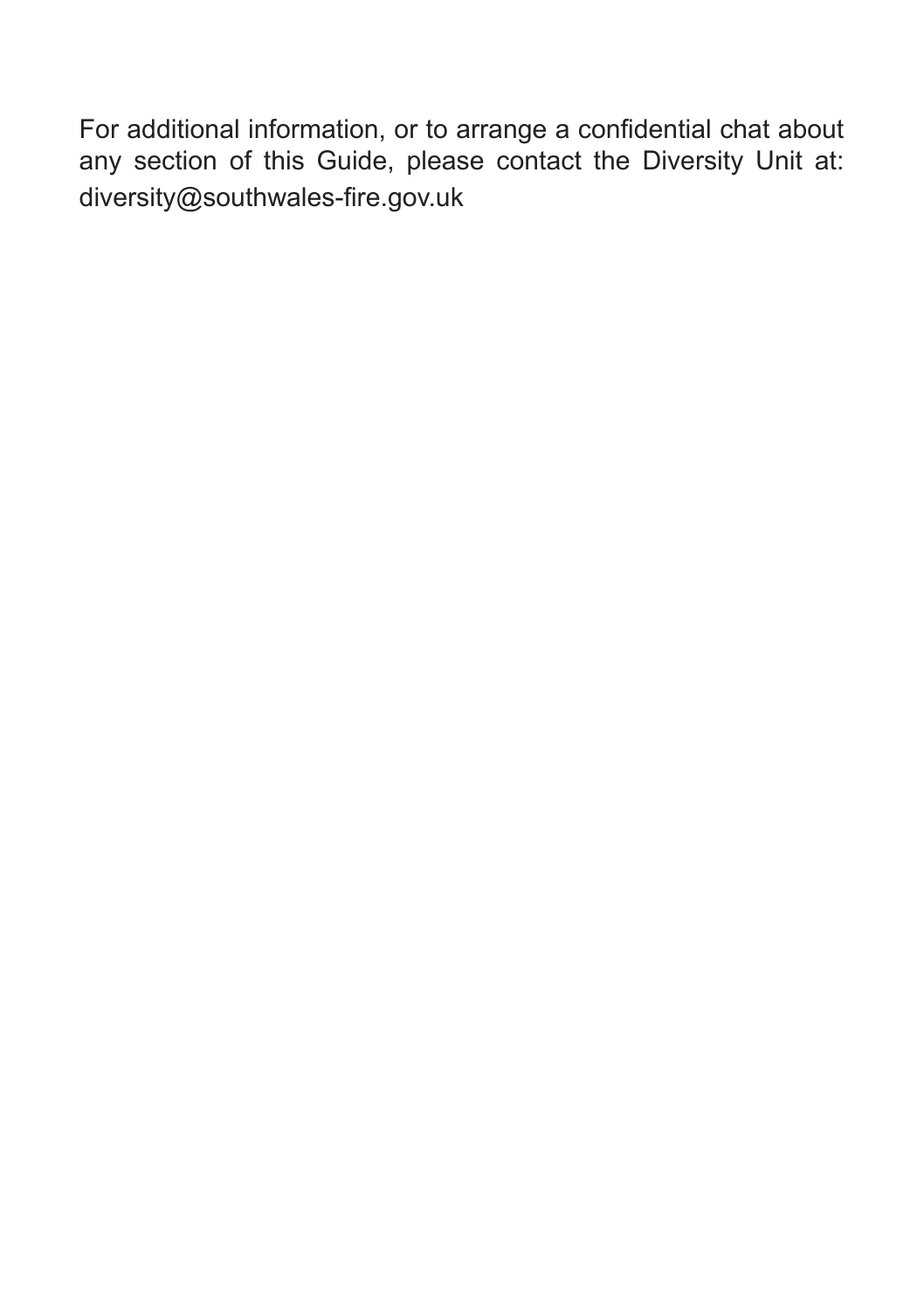For additional information, or to arrange a confidential chat about any section of this Guide, please contact the Diversity Unit at: diversity@southwales-fire.gov.uk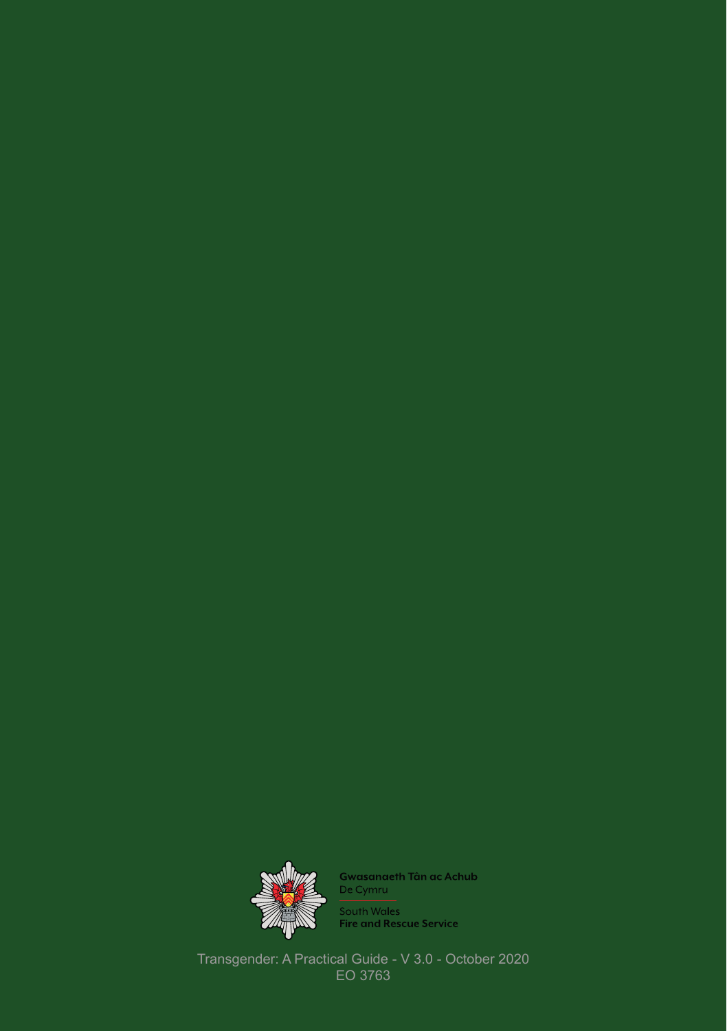Gwasanaeth Tân ac Achub
De Cymru

South Wales
**Fire and Rescue Service**

Transgender: A Practical Guide - V 3.0 - October 2020
EO 3763